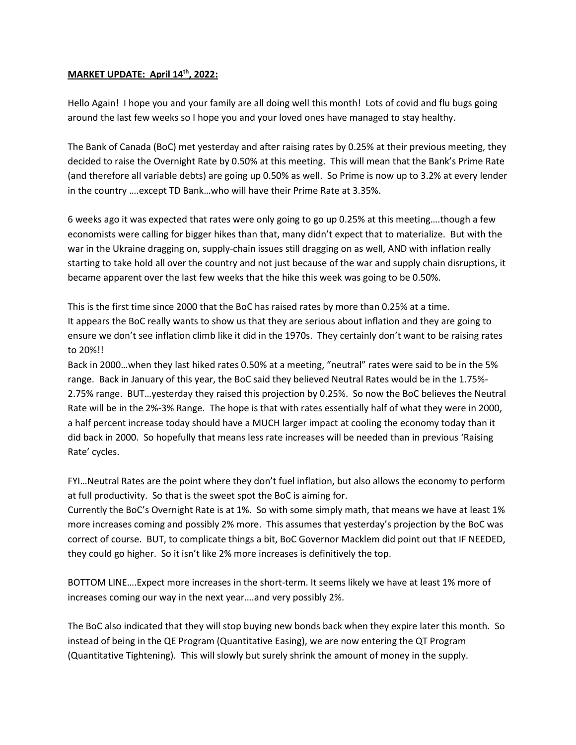**MARKET UPDATE: April 14th, 2022:**

Hello Again! I hope you and your family are all doing well this month! Lots of covid and flu bugs going around the last few weeks so I hope you and your loved ones have managed to stay healthy.

The Bank of Canada (BoC) met yesterday and after raising rates by 0.25% at their previous meeting, they decided to raise the Overnight Rate by 0.50% at this meeting. This will mean that the Bank's Prime Rate (and therefore all variable debts) are going up 0.50% as well. So Prime is now up to 3.2% at every lender in the country ….except TD Bank…who will have their Prime Rate at 3.35%.

6 weeks ago it was expected that rates were only going to go up 0.25% at this meeting….though a few economists were calling for bigger hikes than that, many didn't expect that to materialize. But with the war in the Ukraine dragging on, supply-chain issues still dragging on as well, AND with inflation really starting to take hold all over the country and not just because of the war and supply chain disruptions, it became apparent over the last few weeks that the hike this week was going to be 0.50%.

This is the first time since 2000 that the BoC has raised rates by more than 0.25% at a time.
It appears the BoC really wants to show us that they are serious about inflation and they are going to ensure we don't see inflation climb like it did in the 1970s. They certainly don't want to be raising rates to 20%!!
Back in 2000…when they last hiked rates 0.50% at a meeting, "neutral" rates were said to be in the 5% range. Back in January of this year, the BoC said they believed Neutral Rates would be in the 1.75%-2.75% range. BUT…yesterday they raised this projection by 0.25%. So now the BoC believes the Neutral Rate will be in the 2%-3% Range. The hope is that with rates essentially half of what they were in 2000, a half percent increase today should have a MUCH larger impact at cooling the economy today than it did back in 2000. So hopefully that means less rate increases will be needed than in previous 'Raising Rate' cycles.

FYI…Neutral Rates are the point where they don't fuel inflation, but also allows the economy to perform at full productivity. So that is the sweet spot the BoC is aiming for.
Currently the BoC's Overnight Rate is at 1%. So with some simply math, that means we have at least 1% more increases coming and possibly 2% more. This assumes that yesterday's projection by the BoC was correct of course. BUT, to complicate things a bit, BoC Governor Macklem did point out that IF NEEDED, they could go higher. So it isn't like 2% more increases is definitively the top.

BOTTOM LINE….Expect more increases in the short-term. It seems likely we have at least 1% more of increases coming our way in the next year….and very possibly 2%.

The BoC also indicated that they will stop buying new bonds back when they expire later this month. So instead of being in the QE Program (Quantitative Easing), we are now entering the QT Program (Quantitative Tightening). This will slowly but surely shrink the amount of money in the supply.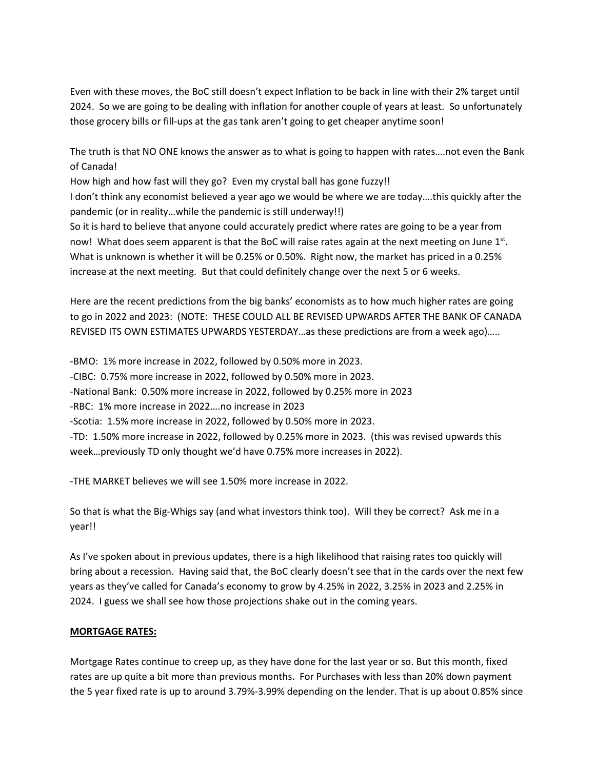Even with these moves, the BoC still doesn't expect Inflation to be back in line with their 2% target until 2024. So we are going to be dealing with inflation for another couple of years at least. So unfortunately those grocery bills or fill-ups at the gas tank aren't going to get cheaper anytime soon!

The truth is that NO ONE knows the answer as to what is going to happen with rates….not even the Bank of Canada!
How high and how fast will they go? Even my crystal ball has gone fuzzy!!
I don't think any economist believed a year ago we would be where we are today….this quickly after the pandemic (or in reality…while the pandemic is still underway!!)
So it is hard to believe that anyone could accurately predict where rates are going to be a year from now! What does seem apparent is that the BoC will raise rates again at the next meeting on June 1st. What is unknown is whether it will be 0.25% or 0.50%. Right now, the market has priced in a 0.25% increase at the next meeting. But that could definitely change over the next 5 or 6 weeks.

Here are the recent predictions from the big banks' economists as to how much higher rates are going to go in 2022 and 2023: (NOTE: THESE COULD ALL BE REVISED UPWARDS AFTER THE BANK OF CANADA REVISED ITS OWN ESTIMATES UPWARDS YESTERDAY…as these predictions are from a week ago)…..

-BMO: 1% more increase in 2022, followed by 0.50% more in 2023.
-CIBC: 0.75% more increase in 2022, followed by 0.50% more in 2023.
-National Bank: 0.50% more increase in 2022, followed by 0.25% more in 2023
-RBC: 1% more increase in 2022….no increase in 2023
-Scotia: 1.5% more increase in 2022, followed by 0.50% more in 2023.
-TD: 1.50% more increase in 2022, followed by 0.25% more in 2023. (this was revised upwards this week…previously TD only thought we'd have 0.75% more increases in 2022).

-THE MARKET believes we will see 1.50% more increase in 2022.

So that is what the Big-Whigs say (and what investors think too). Will they be correct? Ask me in a year!!

As I've spoken about in previous updates, there is a high likelihood that raising rates too quickly will bring about a recession. Having said that, the BoC clearly doesn't see that in the cards over the next few years as they've called for Canada's economy to grow by 4.25% in 2022, 3.25% in 2023 and 2.25% in 2024. I guess we shall see how those projections shake out in the coming years.

**MORTGAGE RATES:**

Mortgage Rates continue to creep up, as they have done for the last year or so. But this month, fixed rates are up quite a bit more than previous months. For Purchases with less than 20% down payment the 5 year fixed rate is up to around 3.79%-3.99% depending on the lender. That is up about 0.85% since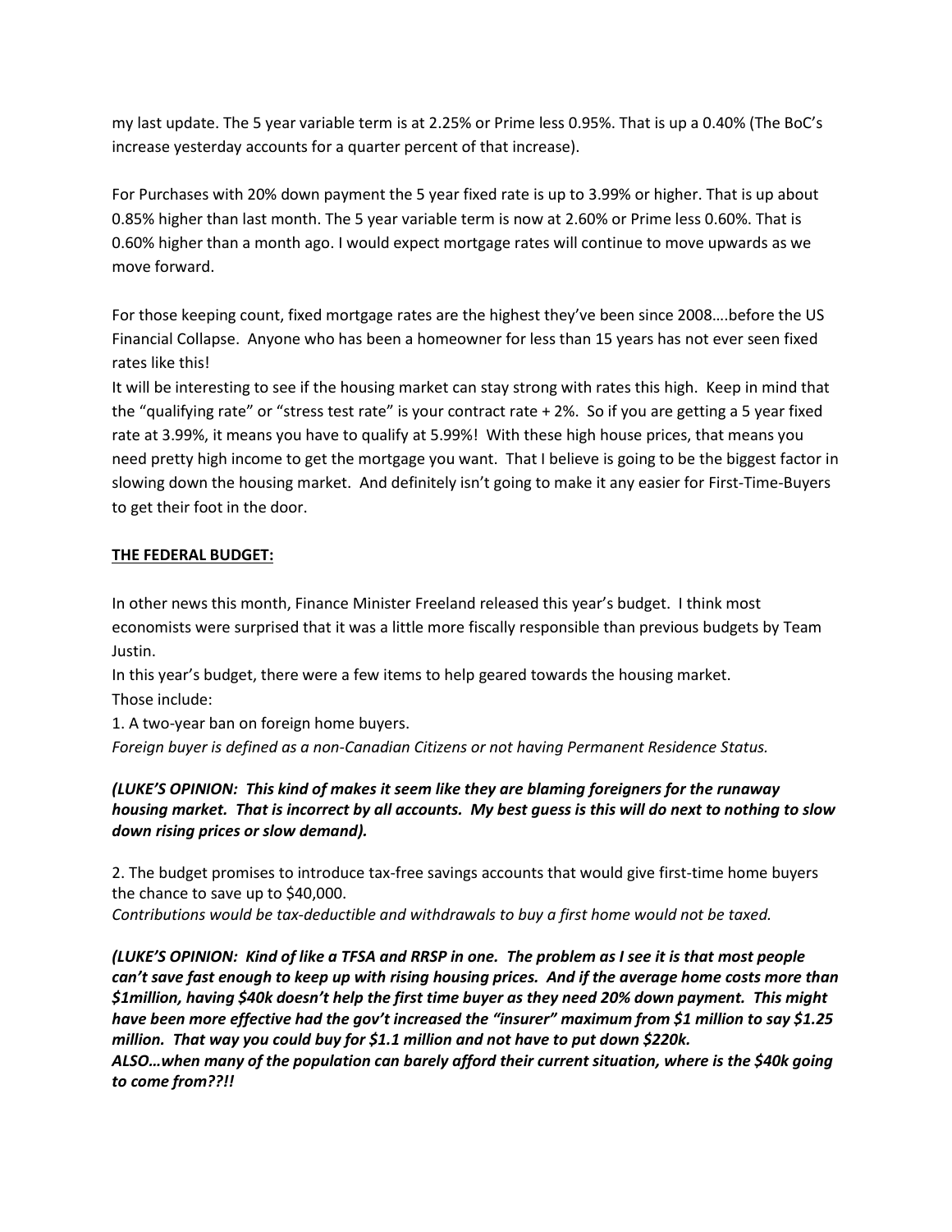my last update. The 5 year variable term is at 2.25% or Prime less 0.95%. That is up a 0.40% (The BoC's increase yesterday accounts for a quarter percent of that increase).

For Purchases with 20% down payment the 5 year fixed rate is up to 3.99% or higher. That is up about 0.85% higher than last month. The 5 year variable term is now at 2.60% or Prime less 0.60%. That is 0.60% higher than a month ago. I would expect mortgage rates will continue to move upwards as we move forward.

For those keeping count, fixed mortgage rates are the highest they've been since 2008….before the US Financial Collapse. Anyone who has been a homeowner for less than 15 years has not ever seen fixed rates like this!

It will be interesting to see if the housing market can stay strong with rates this high. Keep in mind that the "qualifying rate" or "stress test rate" is your contract rate + 2%. So if you are getting a 5 year fixed rate at 3.99%, it means you have to qualify at 5.99%! With these high house prices, that means you need pretty high income to get the mortgage you want. That I believe is going to be the biggest factor in slowing down the housing market. And definitely isn't going to make it any easier for First-Time-Buyers to get their foot in the door.

**THE FEDERAL BUDGET:**

In other news this month, Finance Minister Freeland released this year's budget. I think most economists were surprised that it was a little more fiscally responsible than previous budgets by Team Justin.

In this year's budget, there were a few items to help geared towards the housing market.

Those include:

1. A two-year ban on foreign home buyers.

*Foreign buyer is defined as a non-Canadian Citizens or not having Permanent Residence Status.*

***(LUKE'S OPINION: This kind of makes it seem like they are blaming foreigners for the runaway housing market. That is incorrect by all accounts. My best guess is this will do next to nothing to slow down rising prices or slow demand).***

2. The budget promises to introduce tax-free savings accounts that would give first-time home buyers the chance to save up to $40,000.

*Contributions would be tax-deductible and withdrawals to buy a first home would not be taxed.*

***(LUKE'S OPINION: Kind of like a TFSA and RRSP in one. The problem as I see it is that most people can't save fast enough to keep up with rising housing prices. And if the average home costs more than $1million, having $40k doesn't help the first time buyer as they need 20% down payment. This might have been more effective had the gov't increased the "insurer" maximum from $1 million to say $1.25 million. That way you could buy for $1.1 million and not have to put down $220k.***

***ALSO…when many of the population can barely afford their current situation, where is the $40k going to come from??!!***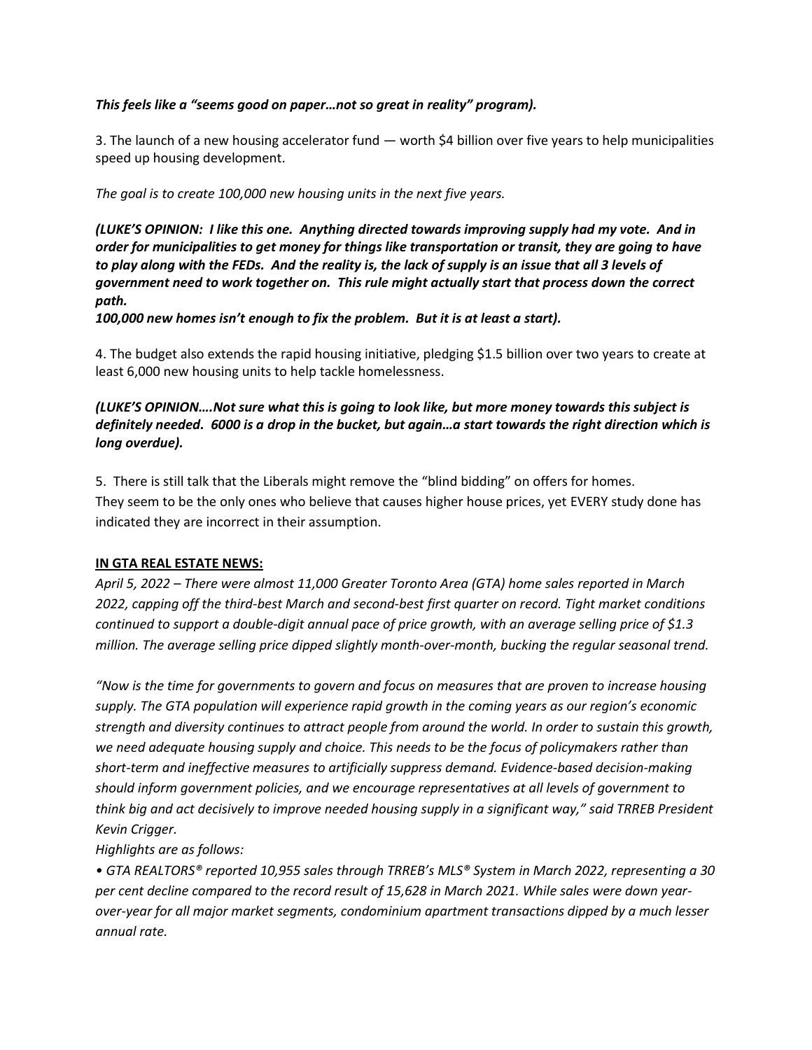***This feels like a "seems good on paper…not so great in reality" program).***

3. The launch of a new housing accelerator fund — worth $4 billion over five years to help municipalities speed up housing development.

*The goal is to create 100,000 new housing units in the next five years.*

***(LUKE'S OPINION: I like this one. Anything directed towards improving supply had my vote. And in order for municipalities to get money for things like transportation or transit, they are going to have to play along with the FEDs. And the reality is, the lack of supply is an issue that all 3 levels of government need to work together on. This rule might actually start that process down the correct path.***
***100,000 new homes isn't enough to fix the problem. But it is at least a start).***

4. The budget also extends the rapid housing initiative, pledging $1.5 billion over two years to create at least 6,000 new housing units to help tackle homelessness.

***(LUKE'S OPINION….Not sure what this is going to look like, but more money towards this subject is definitely needed. 6000 is a drop in the bucket, but again…a start towards the right direction which is long overdue).***

5. There is still talk that the Liberals might remove the "blind bidding" on offers for homes.
They seem to be the only ones who believe that causes higher house prices, yet EVERY study done has indicated they are incorrect in their assumption.

**<u>IN GTA REAL ESTATE NEWS:</u>**

*April 5, 2022 – There were almost 11,000 Greater Toronto Area (GTA) home sales reported in March 2022, capping off the third-best March and second-best first quarter on record. Tight market conditions continued to support a double-digit annual pace of price growth, with an average selling price of $1.3 million. The average selling price dipped slightly month-over-month, bucking the regular seasonal trend.*

*"Now is the time for governments to govern and focus on measures that are proven to increase housing supply. The GTA population will experience rapid growth in the coming years as our region's economic strength and diversity continues to attract people from around the world. In order to sustain this growth, we need adequate housing supply and choice. This needs to be the focus of policymakers rather than short-term and ineffective measures to artificially suppress demand. Evidence-based decision-making should inform government policies, and we encourage representatives at all levels of government to think big and act decisively to improve needed housing supply in a significant way," said TRREB President Kevin Crigger.*

*Highlights are as follows:*

- *GTA REALTORS® reported 10,955 sales through TRREB's MLS® System in March 2022, representing a 30 per cent decline compared to the record result of 15,628 in March 2021. While sales were down year-over-year for all major market segments, condominium apartment transactions dipped by a much lesser annual rate.*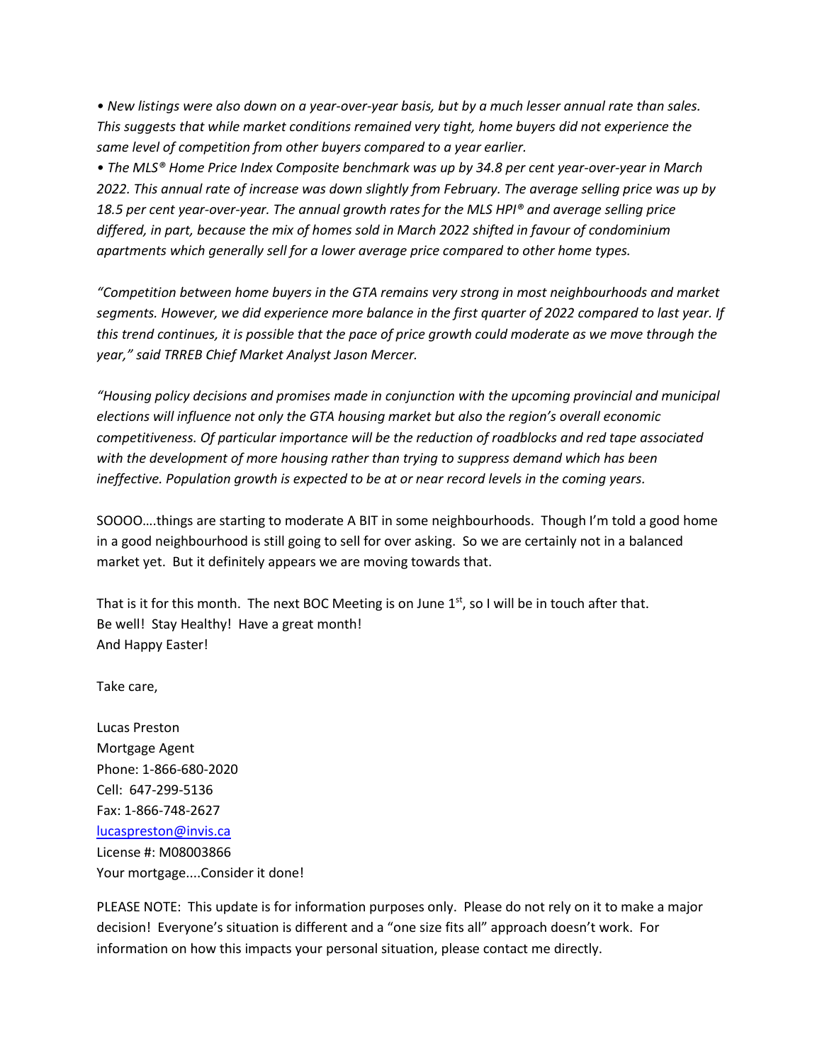*• New listings were also down on a year-over-year basis, but by a much lesser annual rate than sales. This suggests that while market conditions remained very tight, home buyers did not experience the same level of competition from other buyers compared to a year earlier.*

*• The MLS® Home Price Index Composite benchmark was up by 34.8 per cent year-over-year in March 2022. This annual rate of increase was down slightly from February. The average selling price was up by 18.5 per cent year-over-year. The annual growth rates for the MLS HPI® and average selling price differed, in part, because the mix of homes sold in March 2022 shifted in favour of condominium apartments which generally sell for a lower average price compared to other home types.*

*"Competition between home buyers in the GTA remains very strong in most neighbourhoods and market segments. However, we did experience more balance in the first quarter of 2022 compared to last year. If this trend continues, it is possible that the pace of price growth could moderate as we move through the year," said TRREB Chief Market Analyst Jason Mercer.*

*"Housing policy decisions and promises made in conjunction with the upcoming provincial and municipal elections will influence not only the GTA housing market but also the region's overall economic competitiveness. Of particular importance will be the reduction of roadblocks and red tape associated with the development of more housing rather than trying to suppress demand which has been ineffective. Population growth is expected to be at or near record levels in the coming years.*

SOOOO….things are starting to moderate A BIT in some neighbourhoods. Though I'm told a good home in a good neighbourhood is still going to sell for over asking. So we are certainly not in a balanced market yet. But it definitely appears we are moving towards that.

That is it for this month. The next BOC Meeting is on June 1st, so I will be in touch after that.
Be well! Stay Healthy! Have a great month!
And Happy Easter!

Take care,

Lucas Preston
Mortgage Agent
Phone: 1-866-680-2020
Cell: 647-299-5136
Fax: 1-866-748-2627
lucaspreston@invis.ca
License #: M08003866
Your mortgage....Consider it done!

PLEASE NOTE: This update is for information purposes only. Please do not rely on it to make a major decision! Everyone's situation is different and a "one size fits all" approach doesn't work. For information on how this impacts your personal situation, please contact me directly.